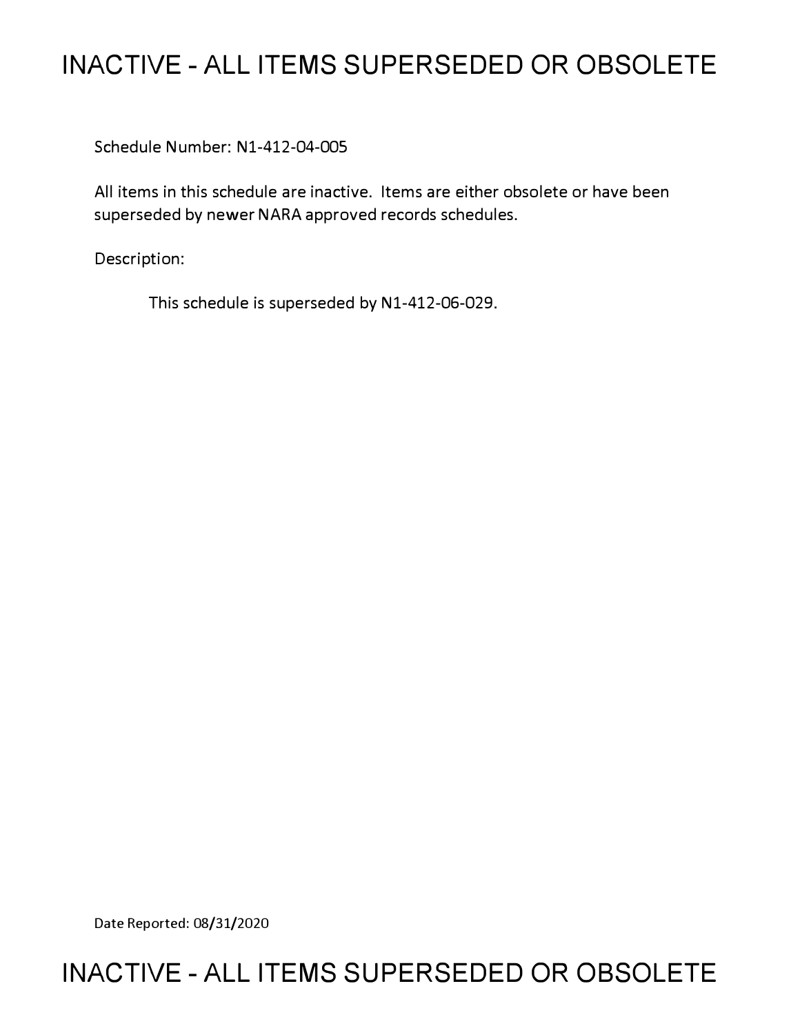# INACTIVE - ALL ITEMS SUPERSEDED OR OBSOLETE

Schedule Number: N1-412-04-005

All items in this schedule are inactive. Items are either obsolete or have been superseded by newer NARA approved records schedules.

Description:

This schedule is superseded by N1-412-06-029.

Date Reported: 08/31/2020

# INACTIVE - ALL ITEMS SUPERSEDED OR OBSOLETE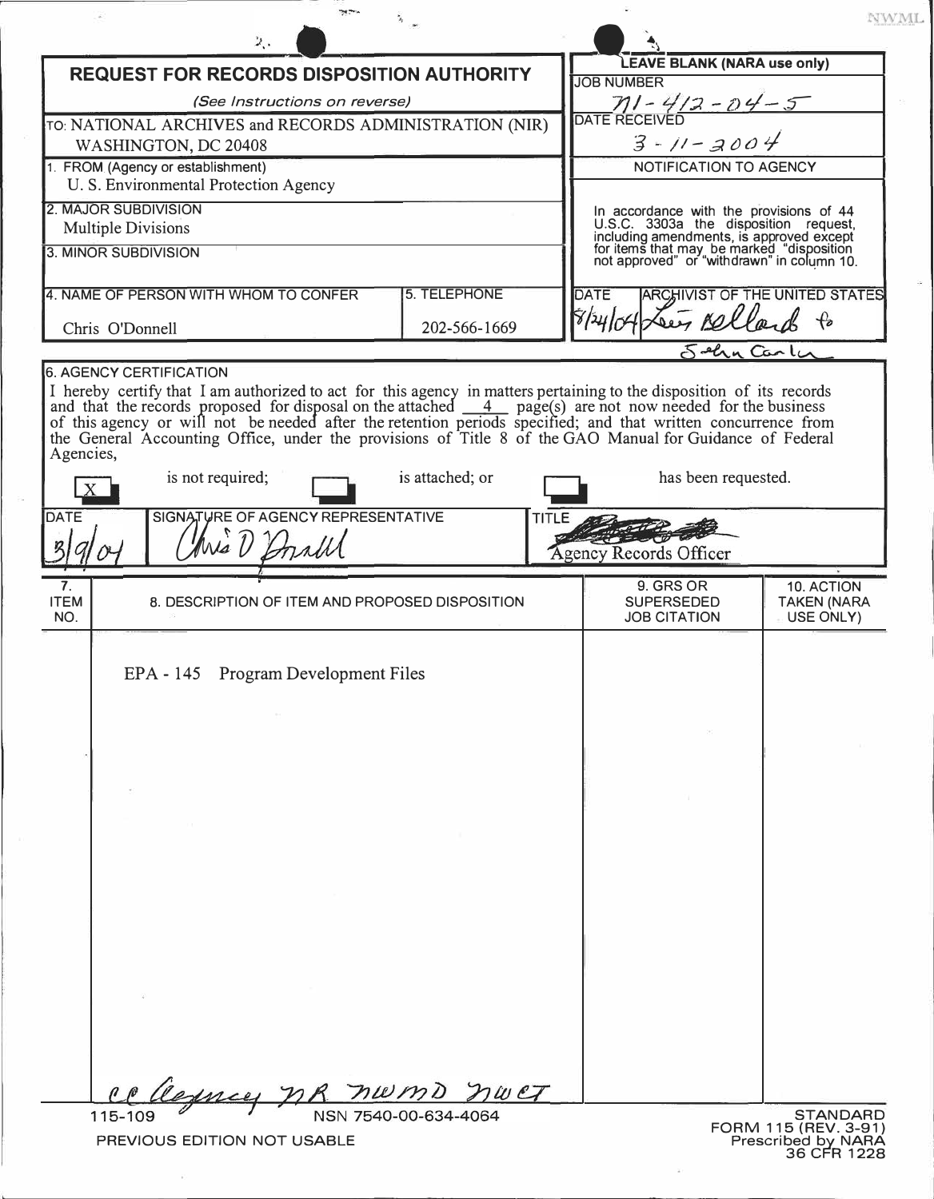NWML

# REQUEST FOR RECORDS DISPOSITION AUTHORITY

*(See Instructions on reverse)*

TO: NATIONAL ARCHIVES and RECORDS ADMINISTRATION (NIR)
WASHINGTON, DC 20408

| LEAVE BLANK (NARA use only) | |
|---|---|
| JOB NUMBER | N1-412-04-5 |
| DATE RECEIVED | 3-11-2004 |

1. FROM (Agency or establishment)
U. S. Environmental Protection Agency

2. MAJOR SUBDIVISION
Multiple Divisions

3. MINOR SUBDIVISION

| 4. NAME OF PERSON WITH WHOM TO CONFER | 5. TELEPHONE |
|---|---|
| Chris O'Donnell | 202-566-1669 |

NOTIFICATION TO AGENCY

In accordance with the provisions of 44 U.S.C. 3303a the disposition request, including amendments, is approved except for items that may be marked "disposition not approved" or "withdrawn" in column 10.

| DATE | ARCHIVIST OF THE UNITED STATES |
|---|---|
| 8/24/04 | Lewis Bellardo for John Carlin |

6. AGENCY CERTIFICATION

I hereby certify that I am authorized to act for this agency in matters pertaining to the disposition of its records and that the records proposed for disposal on the attached 4 page(s) are not now needed for the business of this agency or will not be needed after the retention periods specified; and that written concurrence from the General Accounting Office, under the provisions of Title 8 of the GAO Manual for Guidance of Federal Agencies,

[X] is not required; [ ] is attached; or [ ] has been requested.

| DATE | SIGNATURE OF AGENCY REPRESENTATIVE | TITLE |
|---|---|---|
| 3/9/04 | Chris D O'Donnell | Agency Records Officer |

| 7. ITEM NO. | 8. DESCRIPTION OF ITEM AND PROPOSED DISPOSITION | 9. GRS OR SUPERSEDED JOB CITATION | 10. ACTION TAKEN (NARA USE ONLY) |
|---|---|---|---|
| | EPA - 145 Program Development Files | | |

cc Agency NR NWMD NWCT

115-109 NSN 7540-00-634-4064

PREVIOUS EDITION NOT USABLE

STANDARD FORM 115 (REV. 3-91)
Prescribed by NARA
36 CFR 1228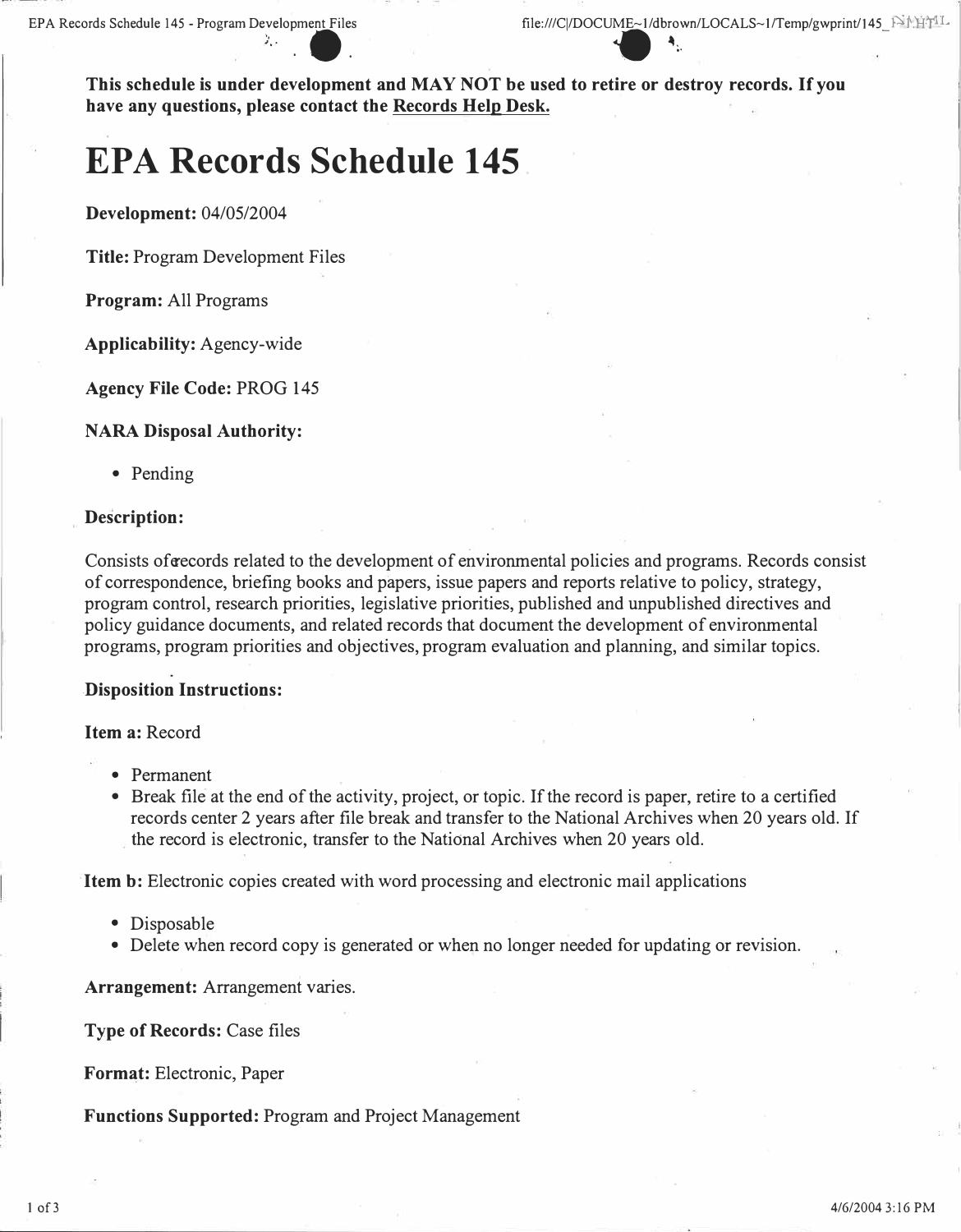**This schedule is under development and MAY NOT be used to retire or destroy records. If you have any questions, please contact the Records Help Desk.**

# EPA Records Schedule 145

**Development:** 04/05/2004

**Title:** Program Development Files

**Program:** All Programs

**Applicability:** Agency-wide

**Agency File Code:** PROG 145

**NARA Disposal Authority:**

- Pending

**Description:**

Consists of records related to the development of environmental policies and programs. Records consist of correspondence, briefing books and papers, issue papers and reports relative to policy, strategy, program control, research priorities, legislative priorities, published and unpublished directives and policy guidance documents, and related records that document the development of environmental programs, program priorities and objectives, program evaluation and planning, and similar topics.

**Disposition Instructions:**

**Item a:** Record

- Permanent
- Break file at the end of the activity, project, or topic. If the record is paper, retire to a certified records center 2 years after file break and transfer to the National Archives when 20 years old. If the record is electronic, transfer to the National Archives when 20 years old.

**Item b:** Electronic copies created with word processing and electronic mail applications

- Disposable
- Delete when record copy is generated or when no longer needed for updating or revision.

**Arrangement:** Arrangement varies.

**Type of Records:** Case files

**Format:** Electronic, Paper

**Functions Supported:** Program and Project Management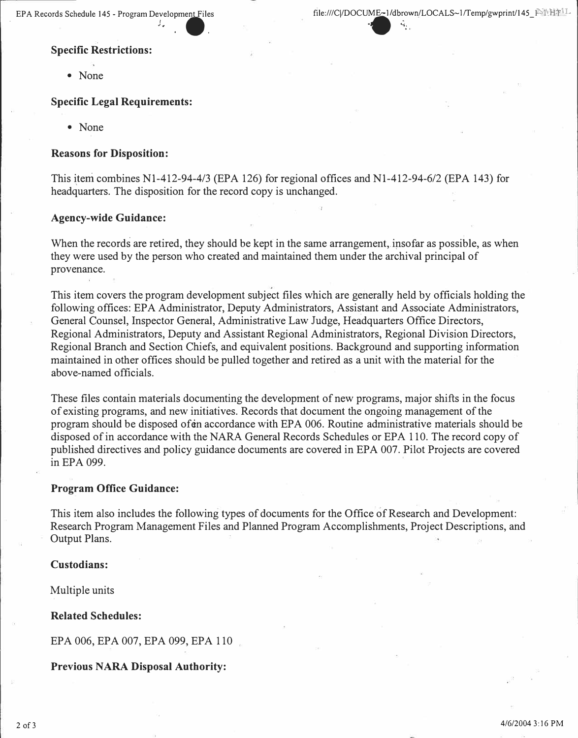**Specific Restrictions:**

- None

**Specific Legal Requirements:**

- None

**Reasons for Disposition:**

This item combines N1-412-94-4/3 (EPA 126) for regional offices and N1-412-94-6/2 (EPA 143) for headquarters. The disposition for the record copy is unchanged.

**Agency-wide Guidance:**

When the records are retired, they should be kept in the same arrangement, insofar as possible, as when they were used by the person who created and maintained them under the archival principal of provenance.

This item covers the program development subject files which are generally held by officials holding the following offices: EPA Administrator, Deputy Administrators, Assistant and Associate Administrators, General Counsel, Inspector General, Administrative Law Judge, Headquarters Office Directors, Regional Administrators, Deputy and Assistant Regional Administrators, Regional Division Directors, Regional Branch and Section Chiefs, and equivalent positions. Background and supporting information maintained in other offices should be pulled together and retired as a unit with the material for the above-named officials.

These files contain materials documenting the development of new programs, major shifts in the focus of existing programs, and new initiatives. Records that document the ongoing management of the program should be disposed of in accordance with EPA 006. Routine administrative materials should be disposed of in accordance with the NARA General Records Schedules or EPA 110. The record copy of published directives and policy guidance documents are covered in EPA 007. Pilot Projects are covered in EPA 099.

**Program Office Guidance:**

This item also includes the following types of documents for the Office of Research and Development: Research Program Management Files and Planned Program Accomplishments, Project Descriptions, and Output Plans.

**Custodians:**

Multiple units

**Related Schedules:**

EPA 006, EPA 007, EPA 099, EPA 110

**Previous NARA Disposal Authority:**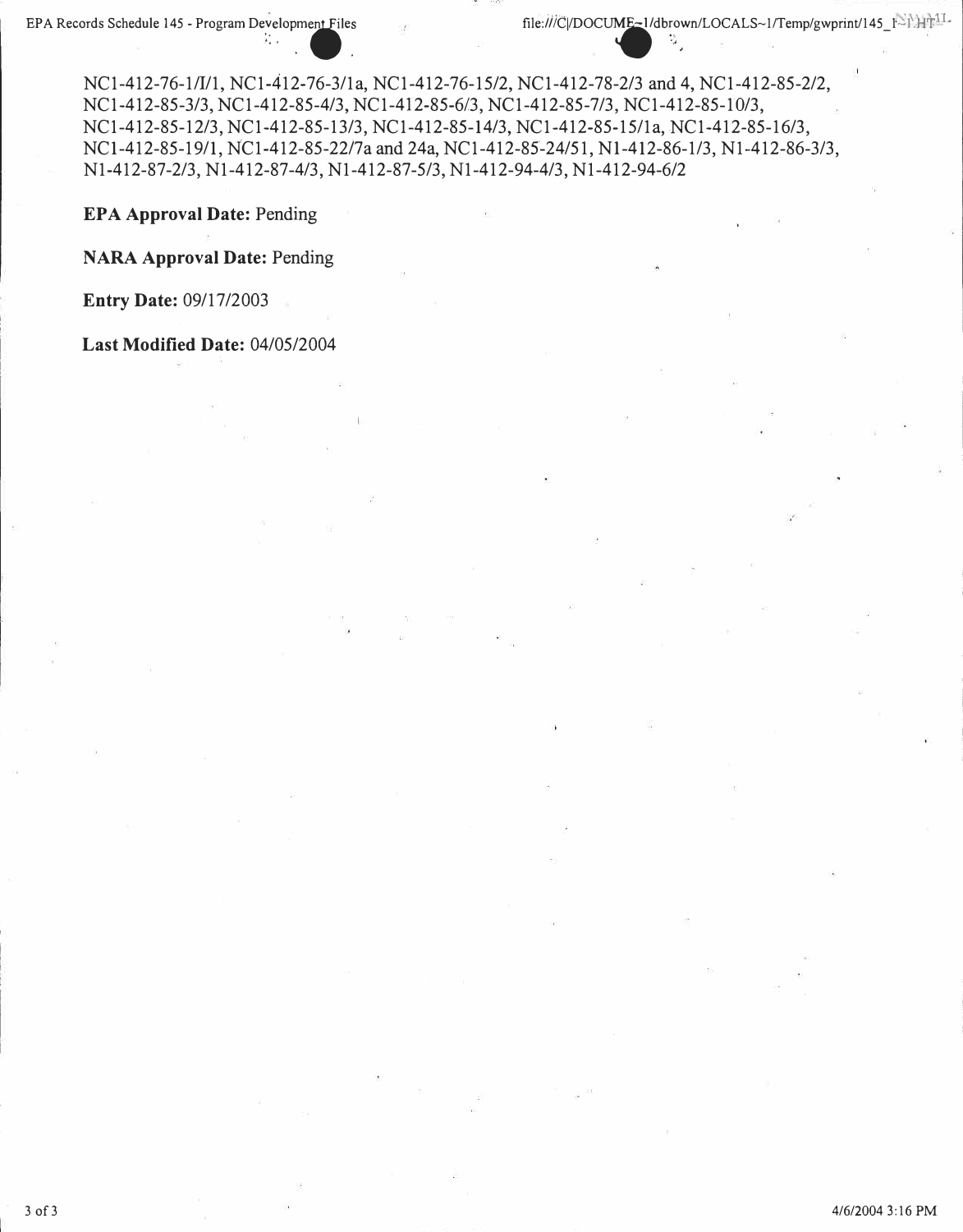NC1-412-76-1/I/1, NC1-412-76-3/1a, NC1-412-76-15/2, NC1-412-78-2/3 and 4, NC1-412-85-2/2, NC1-412-85-3/3, NC1-412-85-4/3, NC1-412-85-6/3, NC1-412-85-7/3, NC1-412-85-10/3, NC1-412-85-12/3, NC1-412-85-13/3, NC1-412-85-14/3, NC1-412-85-15/1a, NC1-412-85-16/3, NC1-412-85-19/1, NC1-412-85-22/7a and 24a, NC1-412-85-24/51, N1-412-86-1/3, N1-412-86-3/3, N1-412-87-2/3, N1-412-87-4/3, N1-412-87-5/3, N1-412-94-4/3, N1-412-94-6/2

**EPA Approval Date:** Pending

**NARA Approval Date:** Pending

**Entry Date:** 09/17/2003

**Last Modified Date:** 04/05/2004